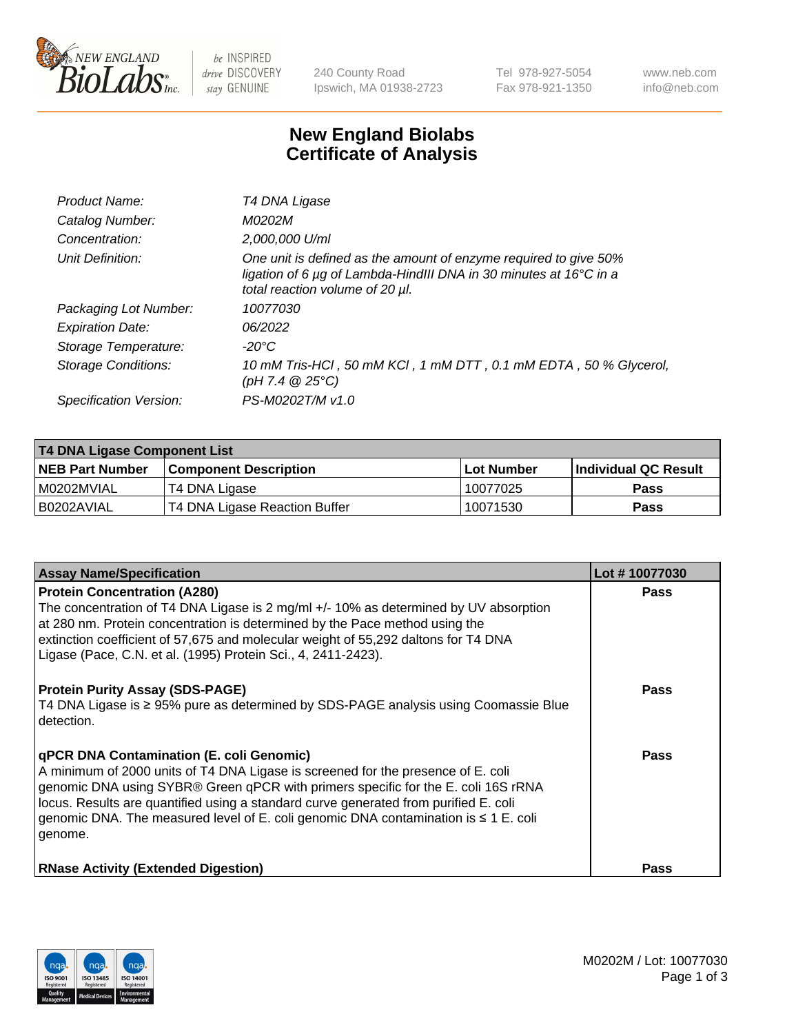NEW ENGLAND BioLabs Inc. — be INSPIRED drive DISCOVERY stay GENUINE

240 County Road
Ipswich, MA 01938-2723

Tel 978-927-5054
Fax 978-921-1350

www.neb.com
info@neb.com

# New England Biolabs
# Certificate of Analysis

| | |
|---|---|
| *Product Name:* | *T4 DNA Ligase* |
| *Catalog Number:* | *M0202M* |
| *Concentration:* | *2,000,000 U/ml* |
| *Unit Definition:* | *One unit is defined as the amount of enzyme required to give 50% ligation of 6 µg of Lambda-HindIII DNA in 30 minutes at 16°C in a total reaction volume of 20 µl.* |
| *Packaging Lot Number:* | *10077030* |
| *Expiration Date:* | *06/2022* |
| *Storage Temperature:* | *-20°C* |
| *Storage Conditions:* | *10 mM Tris-HCl , 50 mM KCl , 1 mM DTT , 0.1 mM EDTA , 50 % Glycerol, (pH 7.4 @ 25°C)* |
| *Specification Version:* | *PS-M0202T/M v1.0* |

| **T4 DNA Ligase Component List** | | | |
|---|---|---|---|
| **NEB Part Number** | **Component Description** | **Lot Number** | **Individual QC Result** |
| M0202MVIAL | T4 DNA Ligase | 10077025 | **Pass** |
| B0202AVIAL | T4 DNA Ligase Reaction Buffer | 10071530 | **Pass** |

| **Assay Name/Specification** | **Lot # 10077030** |
|---|---|
| **Protein Concentration (A280)**<br>The concentration of T4 DNA Ligase is 2 mg/ml +/- 10% as determined by UV absorption at 280 nm. Protein concentration is determined by the Pace method using the extinction coefficient of 57,675 and molecular weight of 55,292 daltons for T4 DNA Ligase (Pace, C.N. et al. (1995) Protein Sci., 4, 2411-2423). | **Pass** |
| **Protein Purity Assay (SDS-PAGE)**<br>T4 DNA Ligase is ≥ 95% pure as determined by SDS-PAGE analysis using Coomassie Blue detection. | **Pass** |
| **qPCR DNA Contamination (E. coli Genomic)**<br>A minimum of 2000 units of T4 DNA Ligase is screened for the presence of E. coli genomic DNA using SYBR® Green qPCR with primers specific for the E. coli 16S rRNA locus. Results are quantified using a standard curve generated from purified E. coli genomic DNA. The measured level of E. coli genomic DNA contamination is ≤ 1 E. coli genome. | **Pass** |
| **RNase Activity (Extended Digestion)** | **Pass** |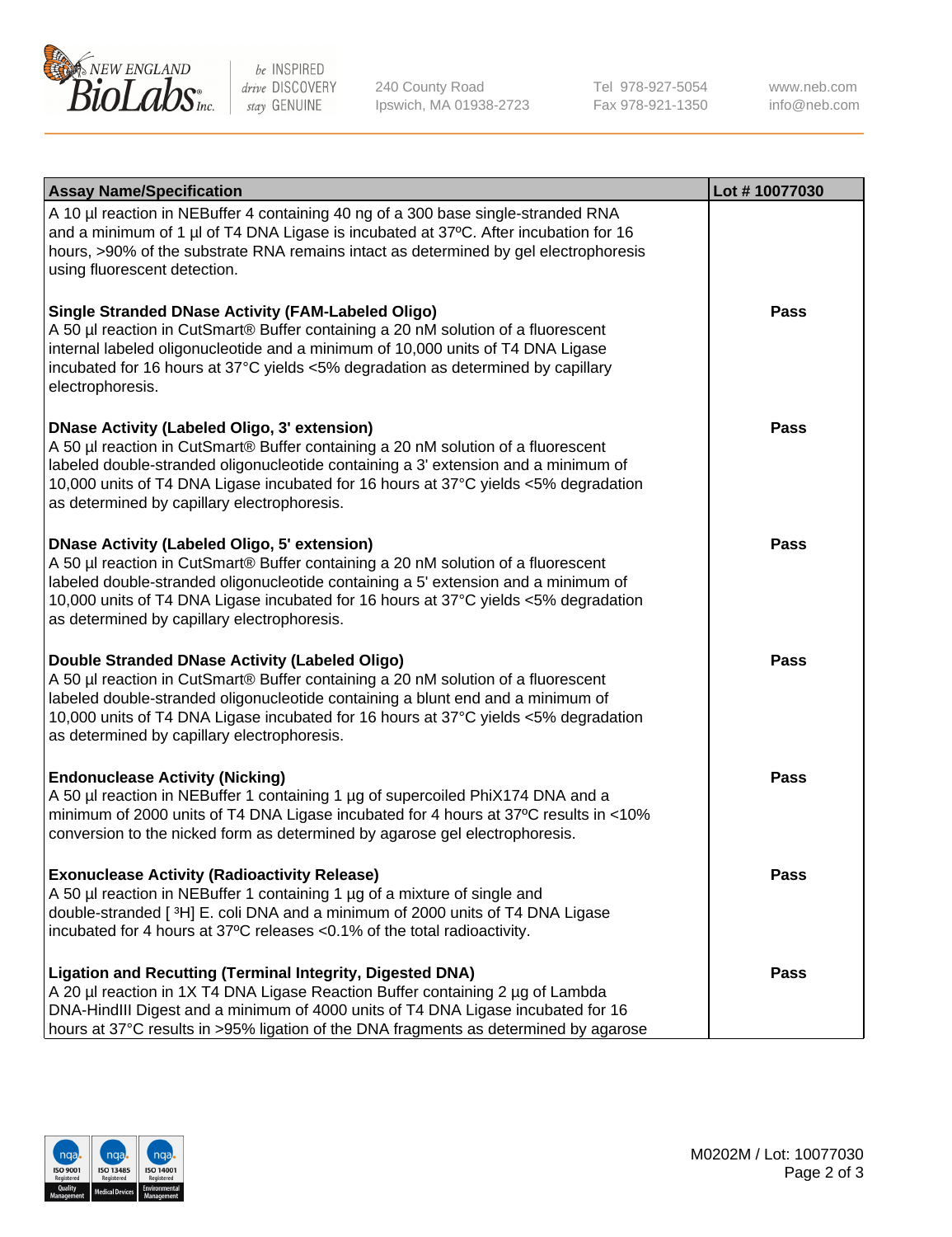| Assay Name/Specification | Lot # 10077030 |
|---|---|
| A 10 µl reaction in NEBuffer 4 containing 40 ng of a 300 base single-stranded RNA and a minimum of 1 µl of T4 DNA Ligase is incubated at 37ºC. After incubation for 16 hours, >90% of the substrate RNA remains intact as determined by gel electrophoresis using fluorescent detection. | |
| **Single Stranded DNase Activity (FAM-Labeled Oligo)**<br>A 50 µl reaction in CutSmart® Buffer containing a 20 nM solution of a fluorescent internal labeled oligonucleotide and a minimum of 10,000 units of T4 DNA Ligase incubated for 16 hours at 37°C yields <5% degradation as determined by capillary electrophoresis. | **Pass** |
| **DNase Activity (Labeled Oligo, 3' extension)**<br>A 50 µl reaction in CutSmart® Buffer containing a 20 nM solution of a fluorescent labeled double-stranded oligonucleotide containing a 3' extension and a minimum of 10,000 units of T4 DNA Ligase incubated for 16 hours at 37°C yields <5% degradation as determined by capillary electrophoresis. | **Pass** |
| **DNase Activity (Labeled Oligo, 5' extension)**<br>A 50 µl reaction in CutSmart® Buffer containing a 20 nM solution of a fluorescent labeled double-stranded oligonucleotide containing a 5' extension and a minimum of 10,000 units of T4 DNA Ligase incubated for 16 hours at 37°C yields <5% degradation as determined by capillary electrophoresis. | **Pass** |
| **Double Stranded DNase Activity (Labeled Oligo)**<br>A 50 µl reaction in CutSmart® Buffer containing a 20 nM solution of a fluorescent labeled double-stranded oligonucleotide containing a blunt end and a minimum of 10,000 units of T4 DNA Ligase incubated for 16 hours at 37°C yields <5% degradation as determined by capillary electrophoresis. | **Pass** |
| **Endonuclease Activity (Nicking)**<br>A 50 µl reaction in NEBuffer 1 containing 1 µg of supercoiled PhiX174 DNA and a minimum of 2000 units of T4 DNA Ligase incubated for 4 hours at 37ºC results in <10% conversion to the nicked form as determined by agarose gel electrophoresis. | **Pass** |
| **Exonuclease Activity (Radioactivity Release)**<br>A 50 µl reaction in NEBuffer 1 containing 1 µg of a mixture of single and double-stranded [ $^3$H] E. coli DNA and a minimum of 2000 units of T4 DNA Ligase incubated for 4 hours at 37ºC releases <0.1% of the total radioactivity. | **Pass** |
| **Ligation and Recutting (Terminal Integrity, Digested DNA)**<br>A 20 µl reaction in 1X T4 DNA Ligase Reaction Buffer containing 2 µg of Lambda DNA-HindIII Digest and a minimum of 4000 units of T4 DNA Ligase incubated for 16 hours at 37°C results in >95% ligation of the DNA fragments as determined by agarose | **Pass** |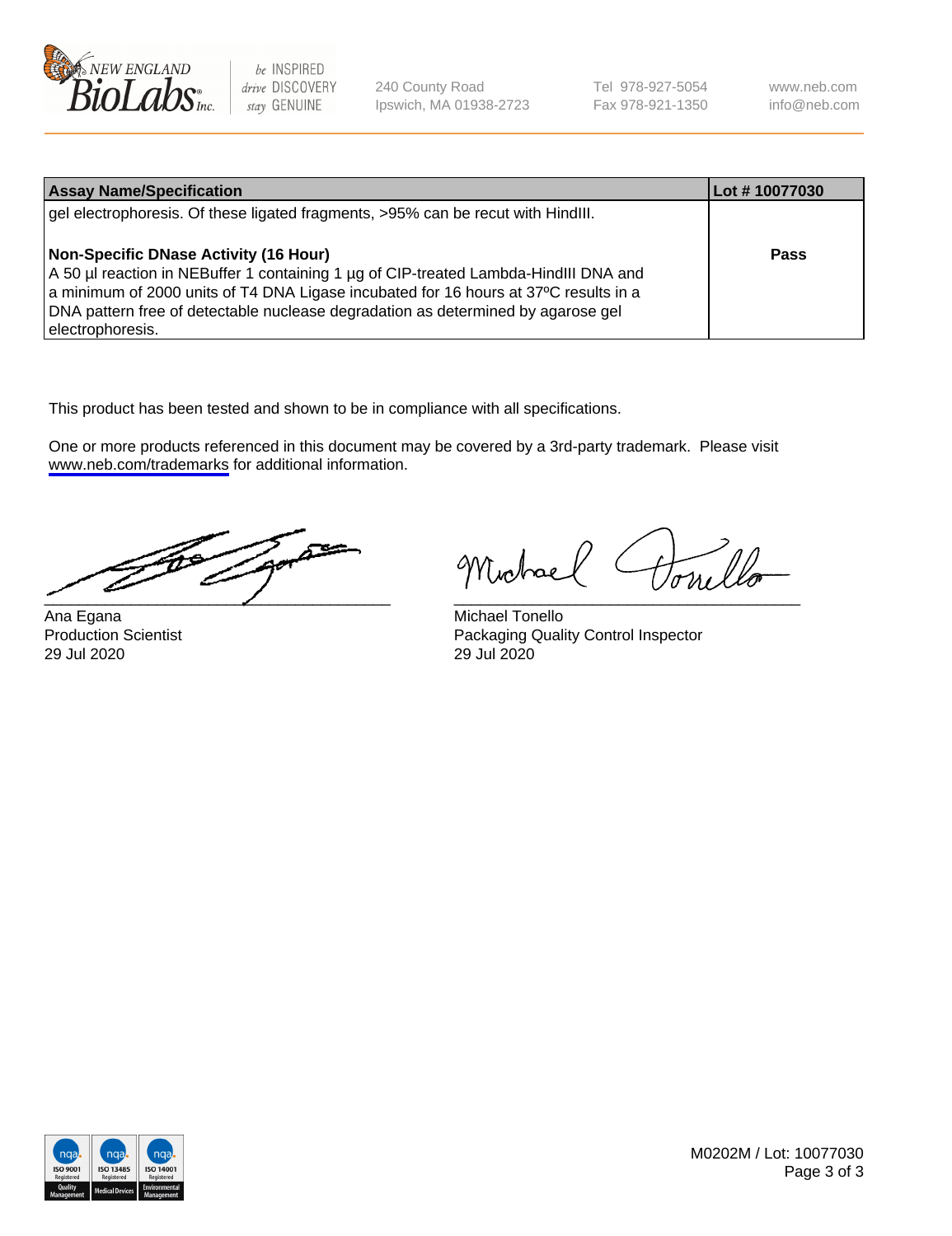| Assay Name/Specification | Lot # 10077030 |
|---|---|
| gel electrophoresis. Of these ligated fragments, >95% can be recut with HindIII. | |
| **Non-Specific DNase Activity (16 Hour)**<br>A 50 µl reaction in NEBuffer 1 containing 1 µg of CIP-treated Lambda-HindIII DNA and a minimum of 2000 units of T4 DNA Ligase incubated for 16 hours at 37ºC results in a DNA pattern free of detectable nuclease degradation as determined by agarose gel electrophoresis. | **Pass** |

This product has been tested and shown to be in compliance with all specifications.

One or more products referenced in this document may be covered by a 3rd-party trademark. Please visit www.neb.com/trademarks for additional information.

Ana Egana
Production Scientist
29 Jul 2020

Michael Tonello
Packaging Quality Control Inspector
29 Jul 2020

M0202M / Lot: 10077030